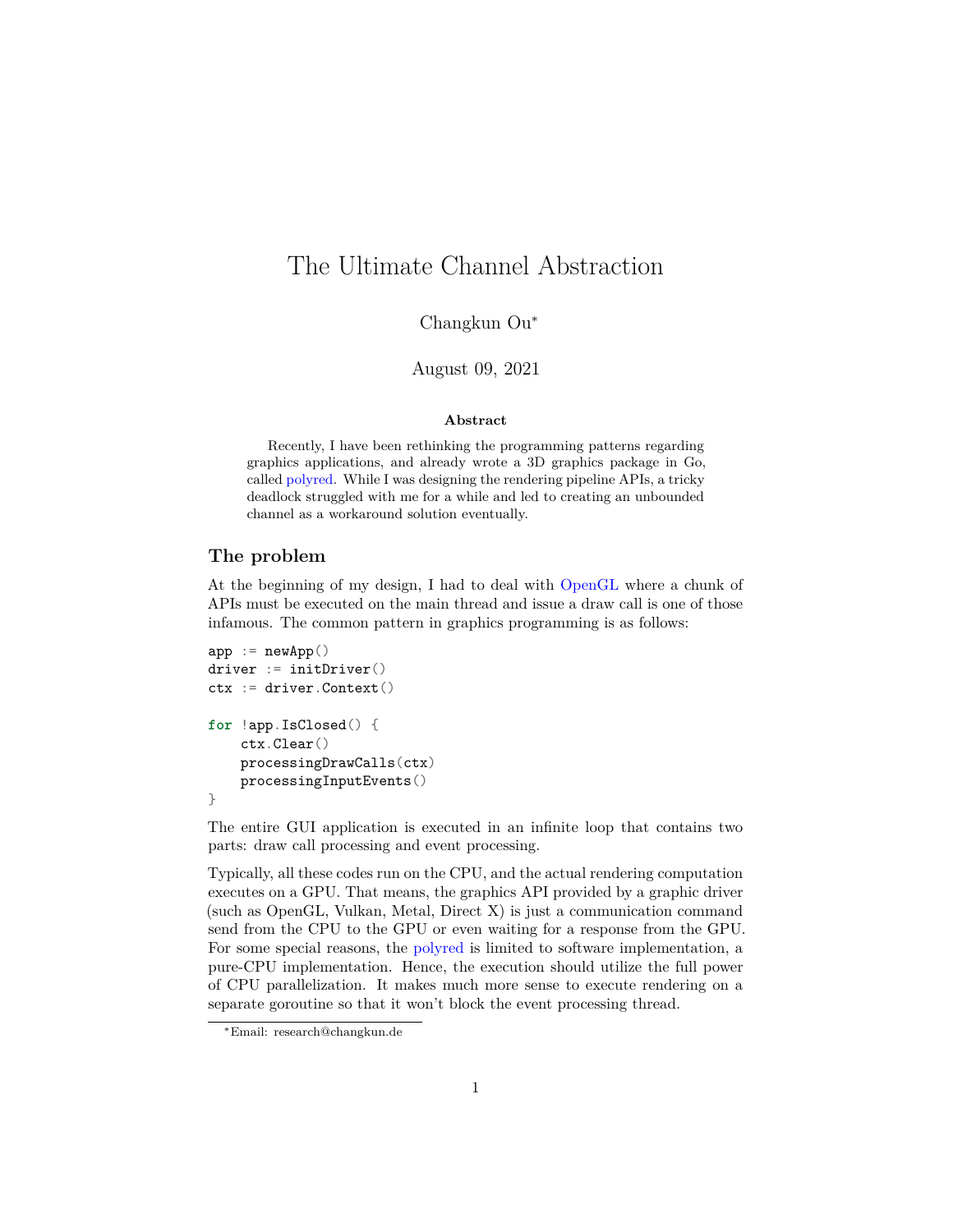# The Ultimate Channel Abstraction

Changkun Ou*

August 09, 2021

**Abstract**

Recently, I have been rethinking the programming patterns regarding graphics applications, and already wrote a 3D graphics package in Go, called polyred. While I was designing the rendering pipeline APIs, a tricky deadlock struggled with me for a while and led to creating an unbounded channel as a workaround solution eventually.

## The problem

At the beginning of my design, I had to deal with OpenGL where a chunk of APIs must be executed on the main thread and issue a draw call is one of those infamous. The common pattern in graphics programming is as follows:

```
app := newApp()
driver := initDriver()
ctx := driver.Context()

for !app.IsClosed() {
    ctx.Clear()
    processingDrawCalls(ctx)
    processingInputEvents()
}
```

The entire GUI application is executed in an infinite loop that contains two parts: draw call processing and event processing.

Typically, all these codes run on the CPU, and the actual rendering computation executes on a GPU. That means, the graphics API provided by a graphic driver (such as OpenGL, Vulkan, Metal, Direct X) is just a communication command send from the CPU to the GPU or even waiting for a response from the GPU. For some special reasons, the polyred is limited to software implementation, a pure-CPU implementation. Hence, the execution should utilize the full power of CPU parallelization. It makes much more sense to execute rendering on a separate goroutine so that it won't block the event processing thread.

*Email: research@changkun.de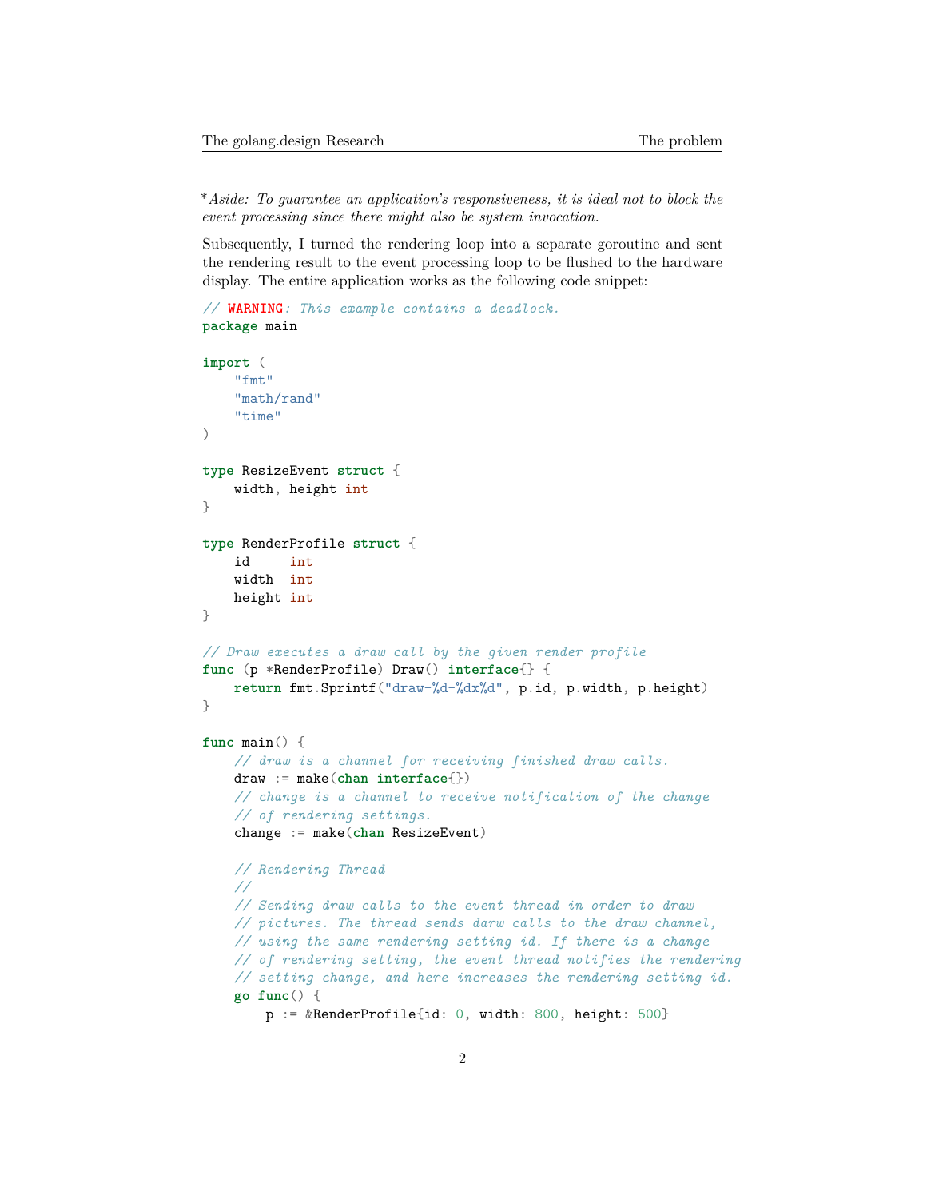**Aside*: To guarantee an application's responsiveness, it is ideal not to block the event processing since there might also be system invocation.*

Subsequently, I turned the rendering loop into a separate goroutine and sent the rendering result to the event processing loop to be flushed to the hardware display. The entire application works as the following code snippet:

```go
// WARNING: This example contains a deadlock.
package main

import (
    "fmt"
    "math/rand"
    "time"
)

type ResizeEvent struct {
    width, height int
}

type RenderProfile struct {
    id     int
    width  int
    height int
}

// Draw executes a draw call by the given render profile
func (p *RenderProfile) Draw() interface{} {
    return fmt.Sprintf("draw-%d-%dx%d", p.id, p.width, p.height)
}

func main() {
    // draw is a channel for receiving finished draw calls.
    draw := make(chan interface{})
    // change is a channel to receive notification of the change
    // of rendering settings.
    change := make(chan ResizeEvent)

    // Rendering Thread
    //
    // Sending draw calls to the event thread in order to draw
    // pictures. The thread sends darw calls to the draw channel,
    // using the same rendering setting id. If there is a change
    // of rendering setting, the event thread notifies the rendering
    // setting change, and here increases the rendering setting id.
    go func() {
        p := &RenderProfile{id: 0, width: 800, height: 500}
```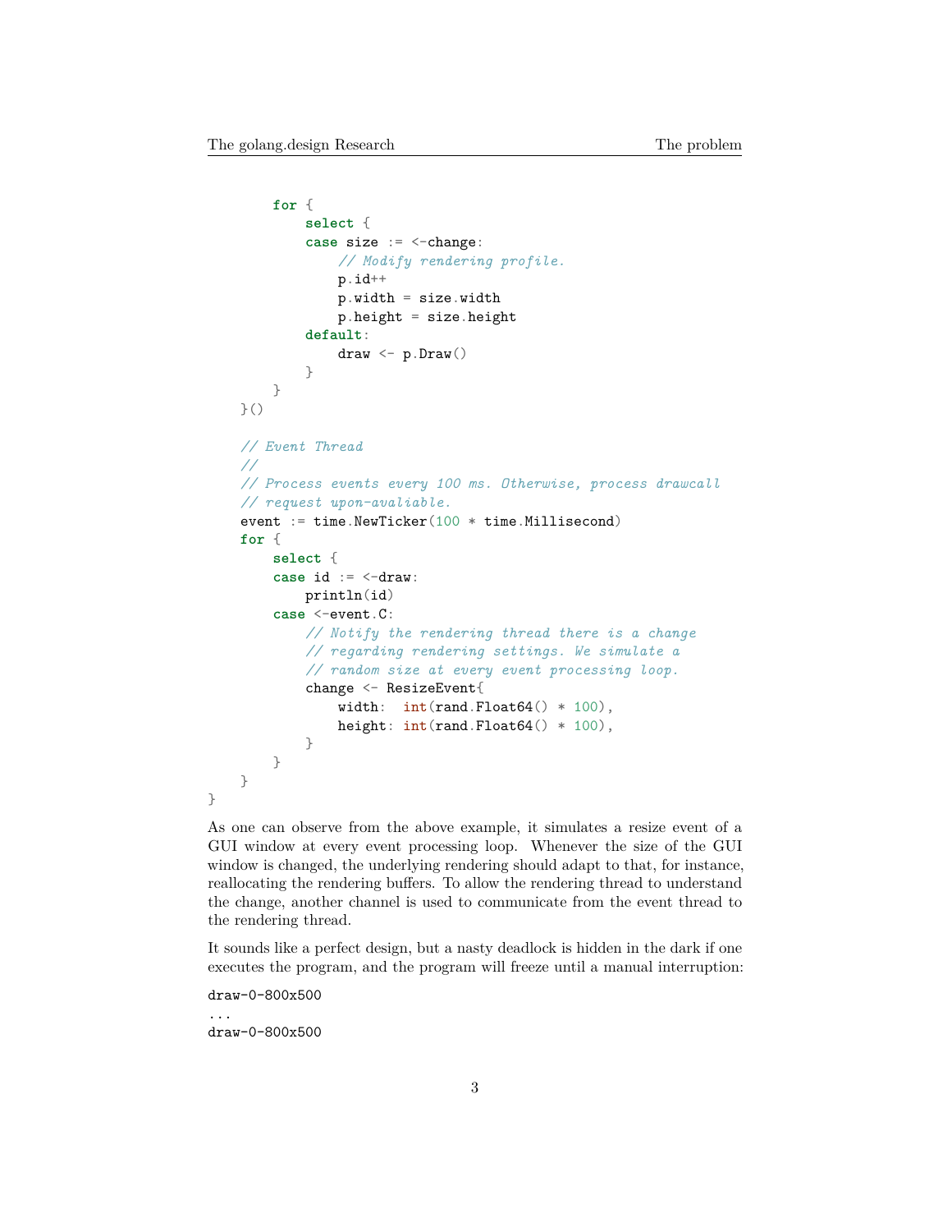```go
        for {
            select {
            case size := <-change:
                // Modify rendering profile.
                p.id++
                p.width = size.width
                p.height = size.height
            default:
                draw <- p.Draw()
            }
        }
    }()

    // Event Thread
    //
    // Process events every 100 ms. Otherwise, process drawcall
    // request upon-avaliable.
    event := time.NewTicker(100 * time.Millisecond)
    for {
        select {
        case id := <-draw:
            println(id)
        case <-event.C:
            // Notify the rendering thread there is a change
            // regarding rendering settings. We simulate a
            // random size at every event processing loop.
            change <- ResizeEvent{
                width:  int(rand.Float64() * 100),
                height: int(rand.Float64() * 100),
            }
        }
    }
}
```

As one can observe from the above example, it simulates a resize event of a GUI window at every event processing loop. Whenever the size of the GUI window is changed, the underlying rendering should adapt to that, for instance, reallocating the rendering buffers. To allow the rendering thread to understand the change, another channel is used to communicate from the event thread to the rendering thread.

It sounds like a perfect design, but a nasty deadlock is hidden in the dark if one executes the program, and the program will freeze until a manual interruption:

```
draw-0-800x500
...
draw-0-800x500
```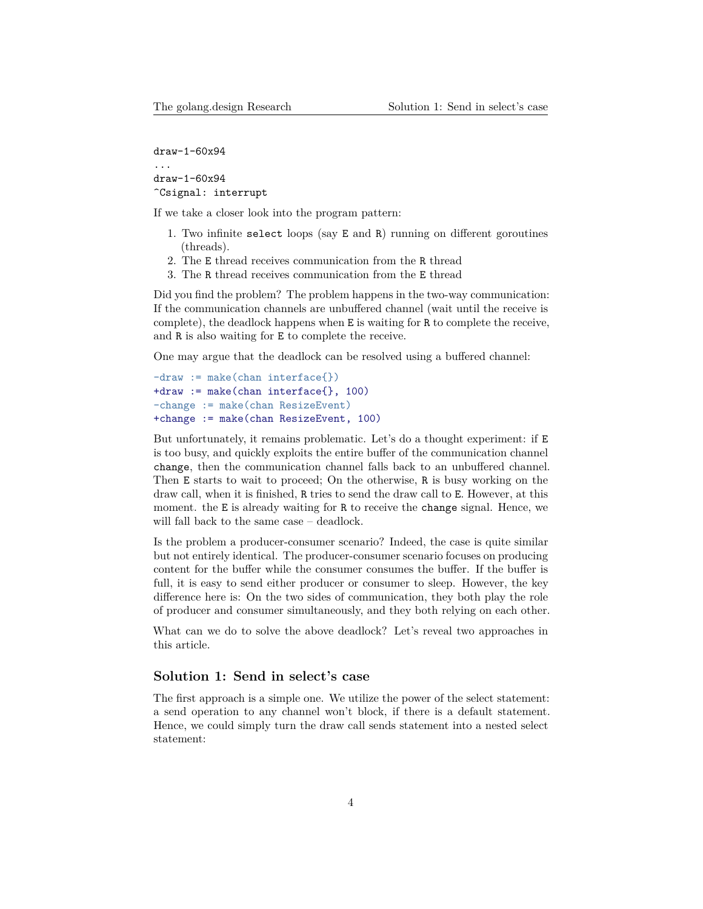```
draw-1-60x94
...
draw-1-60x94
^Csignal: interrupt
```

If we take a closer look into the program pattern:

1. Two infinite `select` loops (say `E` and `R`) running on different goroutines (threads).
2. The `E` thread receives communication from the `R` thread
3. The `R` thread receives communication from the `E` thread

Did you find the problem? The problem happens in the two-way communication: If the communication channels are unbuffered channel (wait until the receive is complete), the deadlock happens when `E` is waiting for `R` to complete the receive, and `R` is also waiting for `E` to complete the receive.

One may argue that the deadlock can be resolved using a buffered channel:

```diff
-draw := make(chan interface{})
+draw := make(chan interface{}, 100)
-change := make(chan ResizeEvent)
+change := make(chan ResizeEvent, 100)
```

But unfortunately, it remains problematic. Let's do a thought experiment: if `E` is too busy, and quickly exploits the entire buffer of the communication channel `change`, then the communication channel falls back to an unbuffered channel. Then `E` starts to wait to proceed; On the otherwise, `R` is busy working on the draw call, when it is finished, `R` tries to send the draw call to `E`. However, at this moment. the `E` is already waiting for `R` to receive the `change` signal. Hence, we will fall back to the same case – deadlock.

Is the problem a producer-consumer scenario? Indeed, the case is quite similar but not entirely identical. The producer-consumer scenario focuses on producing content for the buffer while the consumer consumes the buffer. If the buffer is full, it is easy to send either producer or consumer to sleep. However, the key difference here is: On the two sides of communication, they both play the role of producer and consumer simultaneously, and they both relying on each other.

What can we do to solve the above deadlock? Let's reveal two approaches in this article.

## Solution 1: Send in select's case

The first approach is a simple one. We utilize the power of the select statement: a send operation to any channel won't block, if there is a default statement. Hence, we could simply turn the draw call sends statement into a nested select statement: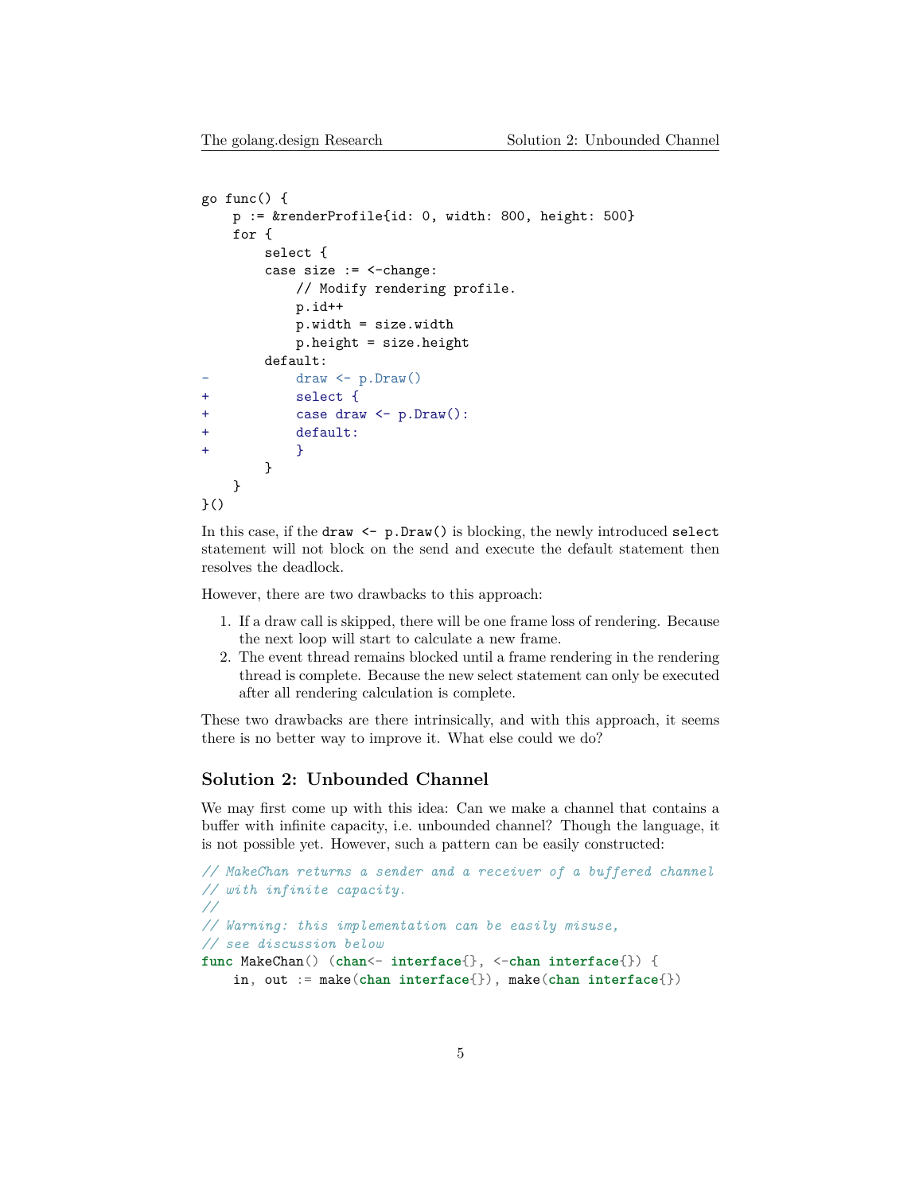```diff
go func() {
    p := &renderProfile{id: 0, width: 800, height: 500}
    for {
        select {
        case size := <-change:
            // Modify rendering profile.
            p.id++
            p.width = size.width
            p.height = size.height
        default:
-           draw <- p.Draw()
+           select {
+           case draw <- p.Draw():
+           default:
+           }
        }
    }
}()
```

In this case, if the `draw <- p.Draw()` is blocking, the newly introduced `select` statement will not block on the send and execute the default statement then resolves the deadlock.

However, there are two drawbacks to this approach:

1. If a draw call is skipped, there will be one frame loss of rendering. Because the next loop will start to calculate a new frame.
2. The event thread remains blocked until a frame rendering in the rendering thread is complete. Because the new select statement can only be executed after all rendering calculation is complete.

These two drawbacks are there intrinsically, and with this approach, it seems there is no better way to improve it. What else could we do?

## Solution 2: Unbounded Channel

We may first come up with this idea: Can we make a channel that contains a buffer with infinite capacity, i.e. unbounded channel? Though the language, it is not possible yet. However, such a pattern can be easily constructed:

```go
// MakeChan returns a sender and a receiver of a buffered channel
// with infinite capacity.
//
// Warning: this implementation can be easily misuse,
// see discussion below
func MakeChan() (chan<- interface{}, <-chan interface{}) {
    in, out := make(chan interface{}), make(chan interface{})
```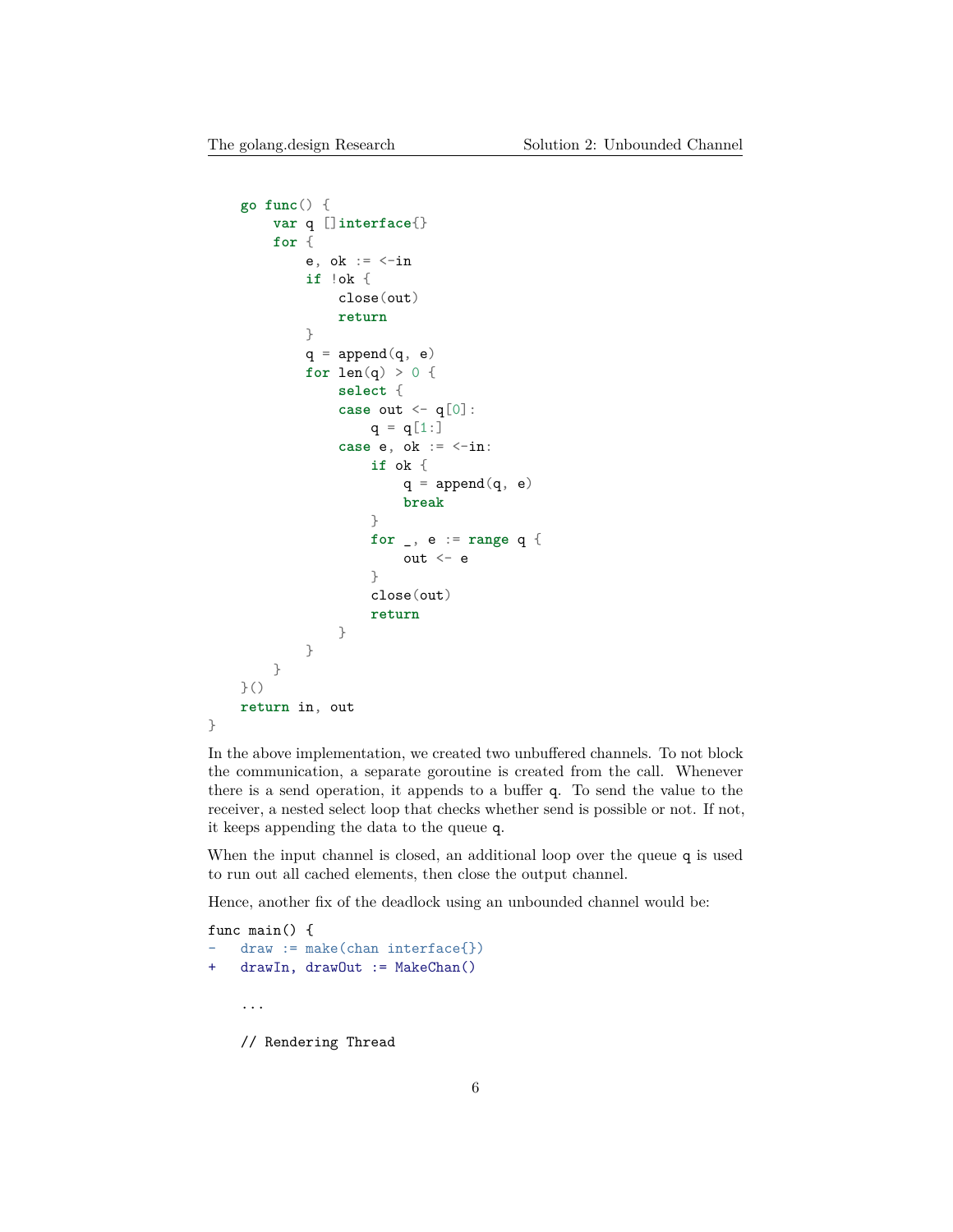```go
    go func() {
        var q []interface{}
        for {
            e, ok := <-in
            if !ok {
                close(out)
                return
            }
            q = append(q, e)
            for len(q) > 0 {
                select {
                case out <- q[0]:
                    q = q[1:]
                case e, ok := <-in:
                    if ok {
                        q = append(q, e)
                        break
                    }
                    for _, e := range q {
                        out <- e
                    }
                    close(out)
                    return
                }
            }
        }
    }()
    return in, out
}
```

In the above implementation, we created two unbuffered channels. To not block the communication, a separate goroutine is created from the call. Whenever there is a send operation, it appends to a buffer `q`. To send the value to the receiver, a nested select loop that checks whether send is possible or not. If not, it keeps appending the data to the queue `q`.

When the input channel is closed, an additional loop over the queue `q` is used to run out all cached elements, then close the output channel.

Hence, another fix of the deadlock using an unbounded channel would be:

```diff
func main() {
-   draw := make(chan interface{})
+   drawIn, drawOut := MakeChan()

    ...

    // Rendering Thread
```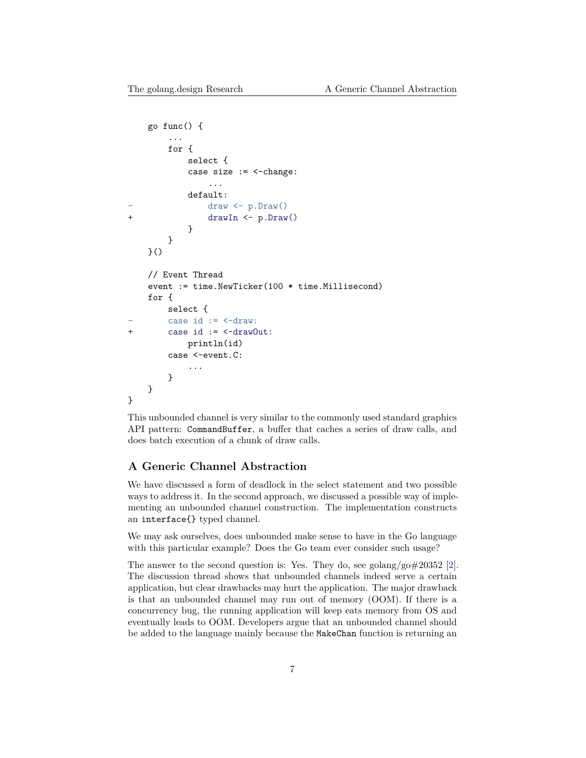```
    go func() {
        ...
        for {
            select {
            case size := <-change:
                ...
            default:
-               draw <- p.Draw()
+               drawIn <- p.Draw()
            }
        }
    }()

    // Event Thread
    event := time.NewTicker(100 * time.Millisecond)
    for {
        select {
-       case id := <-draw:
+       case id := <-drawOut:
            println(id)
        case <-event.C:
            ...
        }
    }
}
```

This unbounded channel is very similar to the commonly used standard graphics API pattern: `CommandBuffer`, a buffer that caches a series of draw calls, and does batch execution of a chunk of draw calls.

## A Generic Channel Abstraction

We have discussed a form of deadlock in the select statement and two possible ways to address it. In the second approach, we discussed a possible way of implementing an unbounded channel construction. The implementation constructs an `interface{}` typed channel.

We may ask ourselves, does unbounded make sense to have in the Go language with this particular example? Does the Go team ever consider such usage?

The answer to the second question is: Yes. They do, see golang/go#20352 [2]. The discussion thread shows that unbounded channels indeed serve a certain application, but clear drawbacks may hurt the application. The major drawback is that an unbounded channel may run out of memory (OOM). If there is a concurrency bug, the running application will keep eats memory from OS and eventually leads to OOM. Developers argue that an unbounded channel should be added to the language mainly because the `MakeChan` function is returning an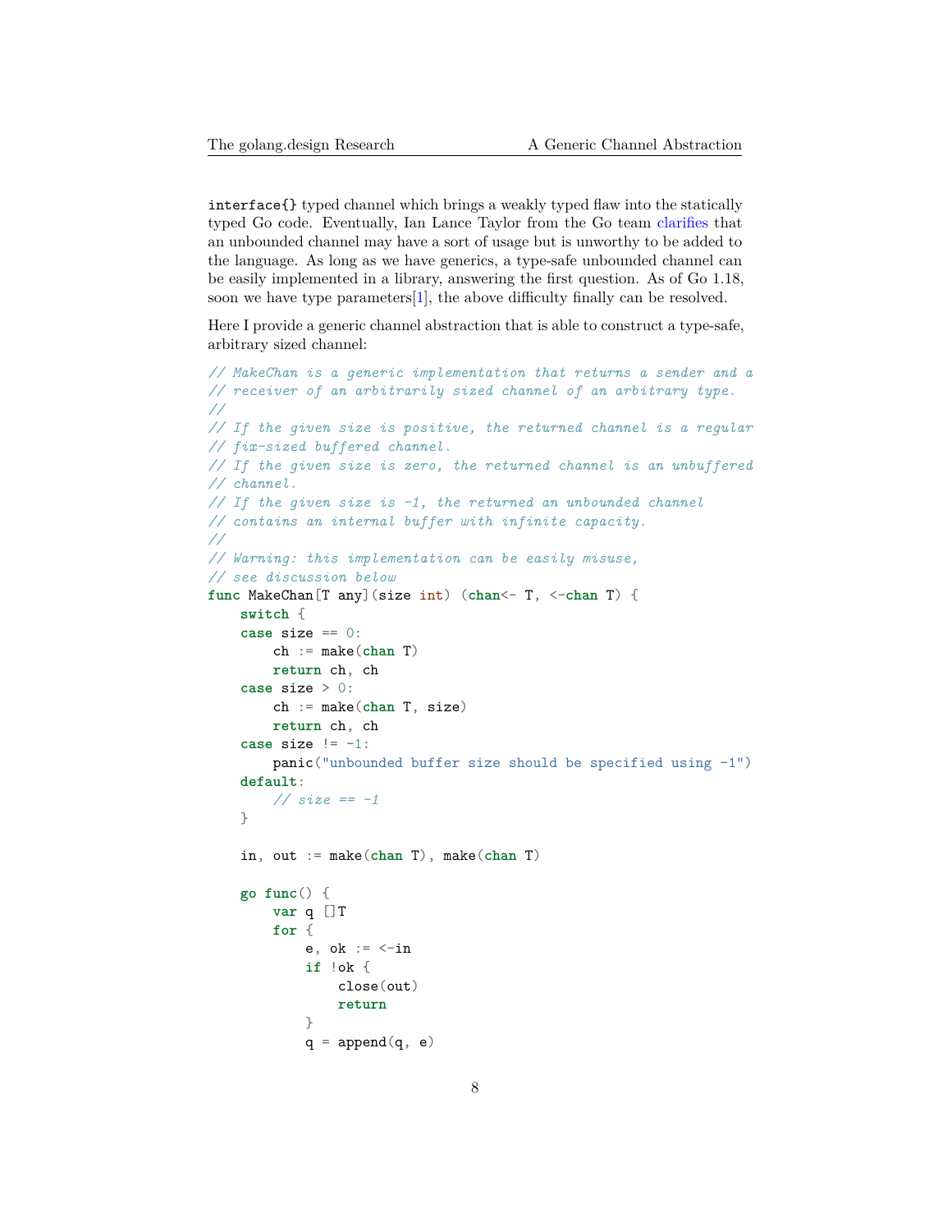`interface{}` typed channel which brings a weakly typed flaw into the statically typed Go code. Eventually, Ian Lance Taylor from the Go team clarifies that an unbounded channel may have a sort of usage but is unworthy to be added to the language. As long as we have generics, a type-safe unbounded channel can be easily implemented in a library, answering the first question. As of Go 1.18, soon we have type parameters[1], the above difficulty finally can be resolved.

Here I provide a generic channel abstraction that is able to construct a type-safe, arbitrary sized channel:

```go
// MakeChan is a generic implementation that returns a sender and a
// receiver of an arbitrarily sized channel of an arbitrary type.
//
// If the given size is positive, the returned channel is a regular
// fix-sized buffered channel.
// If the given size is zero, the returned channel is an unbuffered
// channel.
// If the given size is -1, the returned an unbounded channel
// contains an internal buffer with infinite capacity.
//
// Warning: this implementation can be easily misuse,
// see discussion below
func MakeChan[T any](size int) (chan<- T, <-chan T) {
    switch {
    case size == 0:
        ch := make(chan T)
        return ch, ch
    case size > 0:
        ch := make(chan T, size)
        return ch, ch
    case size != -1:
        panic("unbounded buffer size should be specified using -1")
    default:
        // size == -1
    }

    in, out := make(chan T), make(chan T)

    go func() {
        var q []T
        for {
            e, ok := <-in
            if !ok {
                close(out)
                return
            }
            q = append(q, e)
```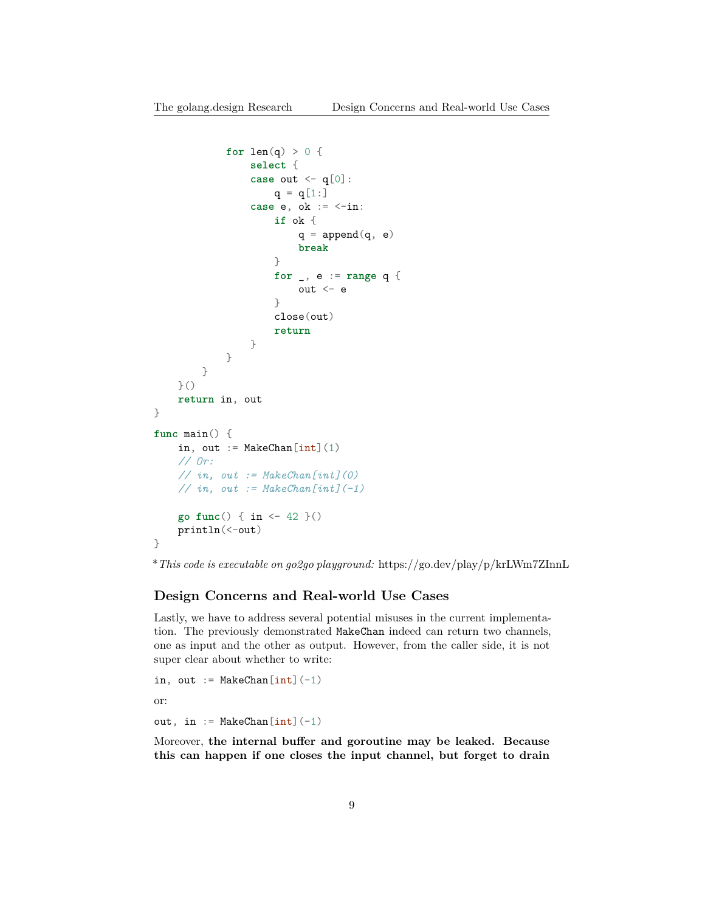```go
			for len(q) > 0 {
				select {
				case out <- q[0]:
					q = q[1:]
				case e, ok := <-in:
					if ok {
						q = append(q, e)
						break
					}
					for _, e := range q {
						out <- e
					}
					close(out)
					return
				}
			}
		}
	}()
	return in, out
}

func main() {
	in, out := MakeChan[int](1)
	// Or:
	// in, out := MakeChan[int](0)
	// in, out := MakeChan[int](-1)

	go func() { in <- 42 }()
	println(<-out)
}
```

\* *This code is executable on go2go playground:* https://go.dev/play/p/krLWm7ZInnL

## Design Concerns and Real-world Use Cases

Lastly, we have to address several potential misuses in the current implementation. The previously demonstrated `MakeChan` indeed can return two channels, one as input and the other as output. However, from the caller side, it is not super clear about whether to write:

```go
in, out := MakeChan[int](-1)
```

or:

```go
out, in := MakeChan[int](-1)
```

Moreover, **the internal buffer and goroutine may be leaked. Because this can happen if one closes the input channel, but forget to drain**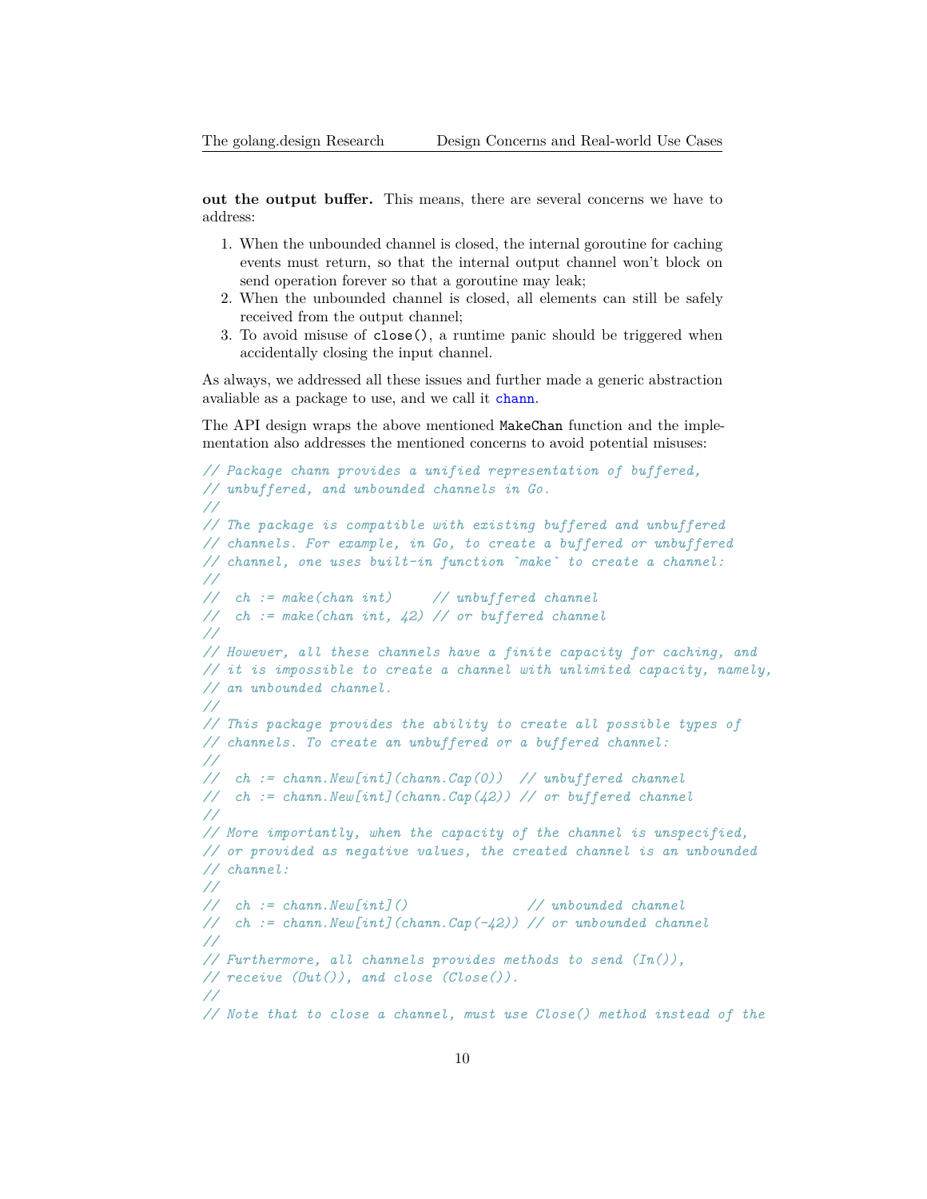**out the output buffer.** This means, there are several concerns we have to address:

1. When the unbounded channel is closed, the internal goroutine for caching events must return, so that the internal output channel won't block on send operation forever so that a goroutine may leak;
2. When the unbounded channel is closed, all elements can still be safely received from the output channel;
3. To avoid misuse of `close()`, a runtime panic should be triggered when accidentally closing the input channel.

As always, we addressed all these issues and further made a generic abstraction avaliable as a package to use, and we call it `chann`.

The API design wraps the above mentioned `MakeChan` function and the implementation also addresses the mentioned concerns to avoid potential misuses:

```
// Package chann provides a unified representation of buffered,
// unbuffered, and unbounded channels in Go.
//
// The package is compatible with existing buffered and unbuffered
// channels. For example, in Go, to create a buffered or unbuffered
// channel, one uses built-in function `make` to create a channel:
//
//  ch := make(chan int)     // unbuffered channel
//  ch := make(chan int, 42) // or buffered channel
//
// However, all these channels have a finite capacity for caching, and
// it is impossible to create a channel with unlimited capacity, namely,
// an unbounded channel.
//
// This package provides the ability to create all possible types of
// channels. To create an unbuffered or a buffered channel:
//
//  ch := chann.New[int](chann.Cap(0))  // unbuffered channel
//  ch := chann.New[int](chann.Cap(42)) // or buffered channel
//
// More importantly, when the capacity of the channel is unspecified,
// or provided as negative values, the created channel is an unbounded
// channel:
//
//  ch := chann.New[int]()               // unbounded channel
//  ch := chann.New[int](chann.Cap(-42)) // or unbounded channel
//
// Furthermore, all channels provides methods to send (In()),
// receive (Out()), and close (Close()).
//
// Note that to close a channel, must use Close() method instead of the
```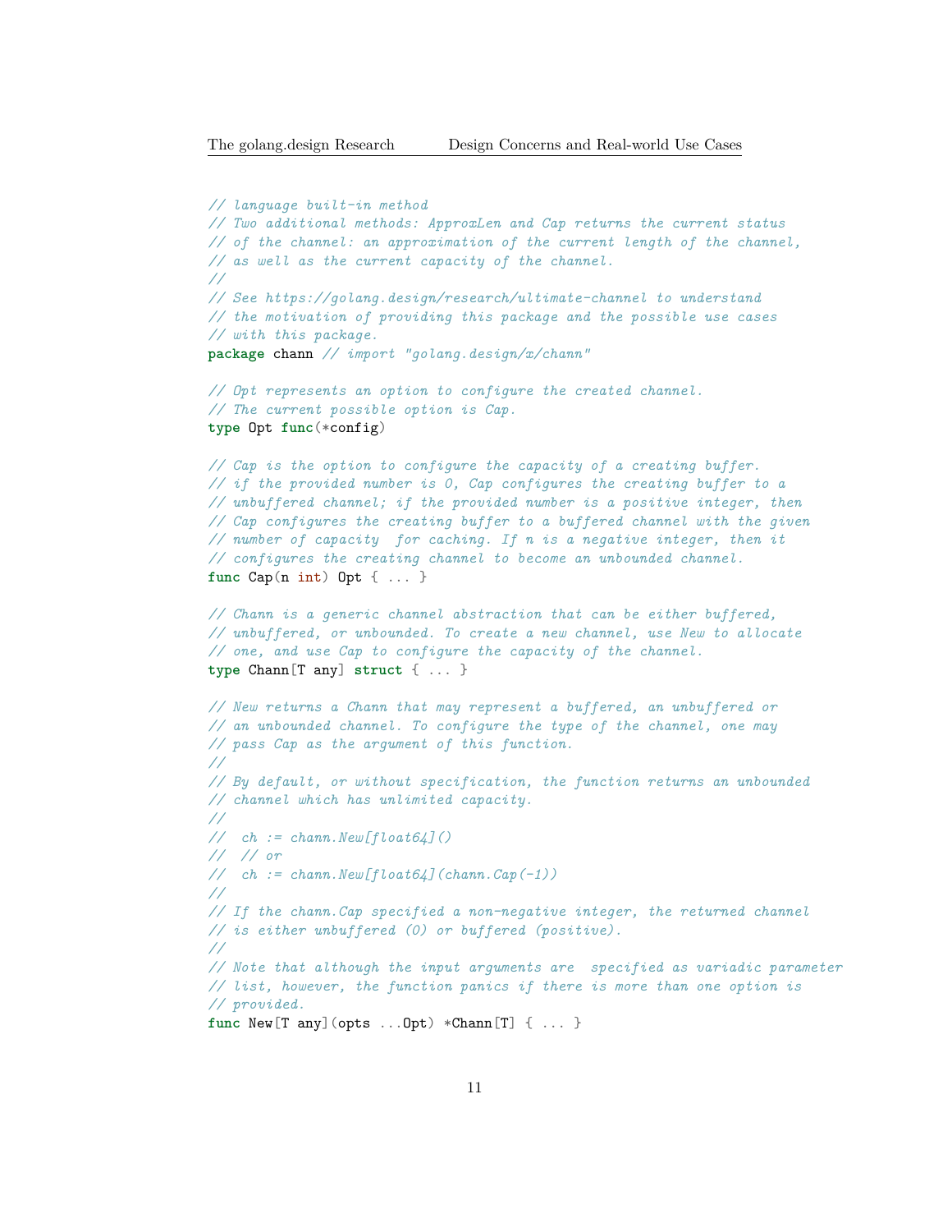```go
// language built-in method
// Two additional methods: ApproxLen and Cap returns the current status
// of the channel: an approximation of the current length of the channel,
// as well as the current capacity of the channel.
//
// See https://golang.design/research/ultimate-channel to understand
// the motivation of providing this package and the possible use cases
// with this package.
package chann // import "golang.design/x/chann"

// Opt represents an option to configure the created channel.
// The current possible option is Cap.
type Opt func(*config)

// Cap is the option to configure the capacity of a creating buffer.
// if the provided number is 0, Cap configures the creating buffer to a
// unbuffered channel; if the provided number is a positive integer, then
// Cap configures the creating buffer to a buffered channel with the given
// number of capacity  for caching. If n is a negative integer, then it
// configures the creating channel to become an unbounded channel.
func Cap(n int) Opt { ... }

// Chann is a generic channel abstraction that can be either buffered,
// unbuffered, or unbounded. To create a new channel, use New to allocate
// one, and use Cap to configure the capacity of the channel.
type Chann[T any] struct { ... }

// New returns a Chann that may represent a buffered, an unbuffered or
// an unbounded channel. To configure the type of the channel, one may
// pass Cap as the argument of this function.
//
// By default, or without specification, the function returns an unbounded
// channel which has unlimited capacity.
//
//  ch := chann.New[float64]()
//  // or
//  ch := chann.New[float64](chann.Cap(-1))
//
// If the chann.Cap specified a non-negative integer, the returned channel
// is either unbuffered (0) or buffered (positive).
//
// Note that although the input arguments are  specified as variadic parameter
// list, however, the function panics if there is more than one option is
// provided.
func New[T any](opts ...Opt) *Chann[T] { ... }
```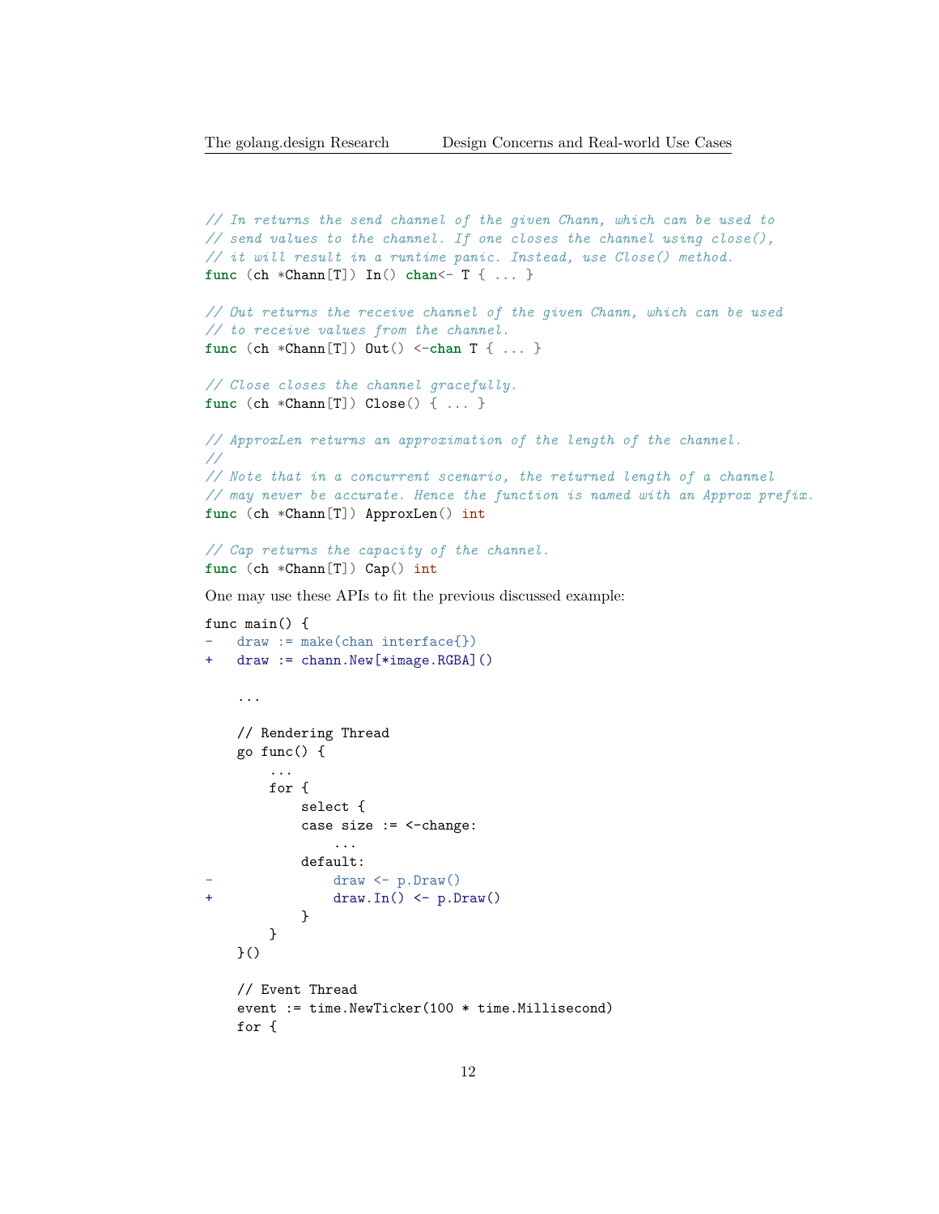```go
// In returns the send channel of the given Chann, which can be used to
// send values to the channel. If one closes the channel using close(),
// it will result in a runtime panic. Instead, use Close() method.
func (ch *Chann[T]) In() chan<- T { ... }

// Out returns the receive channel of the given Chann, which can be used
// to receive values from the channel.
func (ch *Chann[T]) Out() <-chan T { ... }

// Close closes the channel gracefully.
func (ch *Chann[T]) Close() { ... }

// ApproxLen returns an approximation of the length of the channel.
//
// Note that in a concurrent scenario, the returned length of a channel
// may never be accurate. Hence the function is named with an Approx prefix.
func (ch *Chann[T]) ApproxLen() int

// Cap returns the capacity of the channel.
func (ch *Chann[T]) Cap() int
```

One may use these APIs to fit the previous discussed example:

```diff
func main() {
-   draw := make(chan interface{})
+   draw := chann.New[*image.RGBA]()

    ...

    // Rendering Thread
    go func() {
        ...
        for {
            select {
            case size := <-change:
                ...
            default:
-               draw <- p.Draw()
+               draw.In() <- p.Draw()
            }
        }
    }()

    // Event Thread
    event := time.NewTicker(100 * time.Millisecond)
    for {
```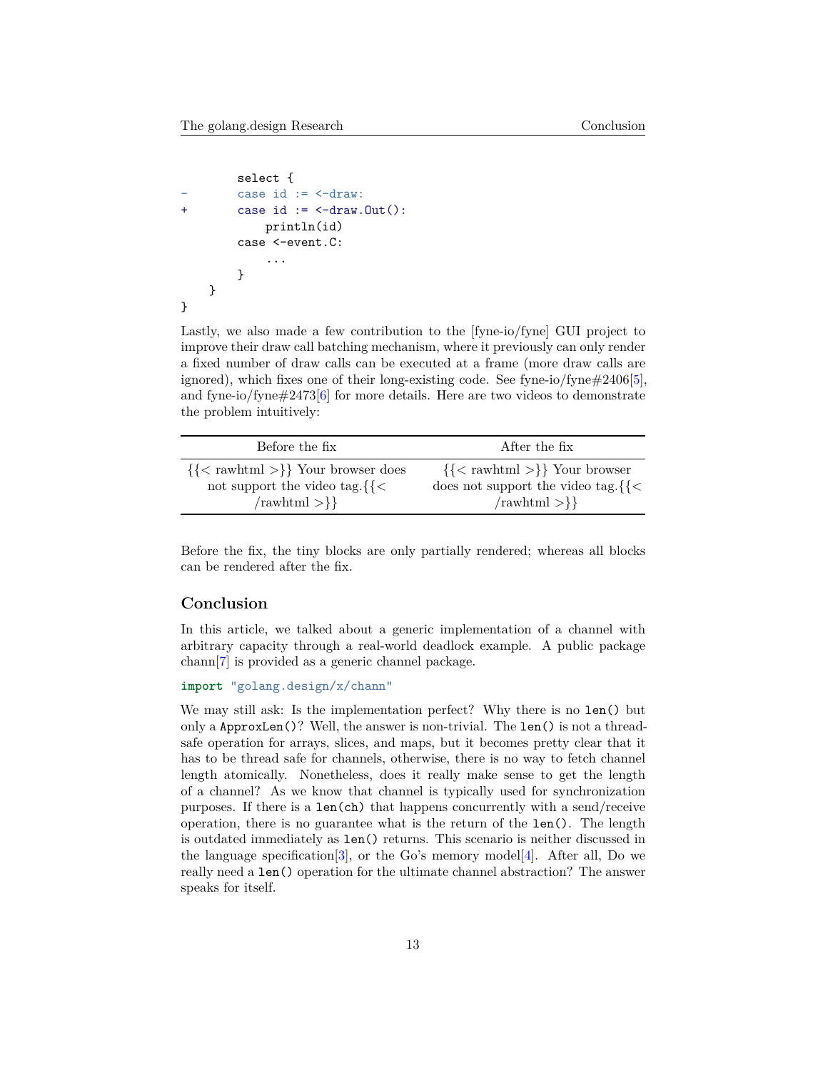```
        select {
-       case id := <-draw:
+       case id := <-draw.Out():
            println(id)
        case <-event.C:
            ...
        }
    }
}
```

Lastly, we also made a few contribution to the [fyne-io/fyne] GUI project to improve their draw call batching mechanism, where it previously can only render a fixed number of draw calls can be executed at a frame (more draw calls are ignored), which fixes one of their long-existing code. See fyne-io/fyne#2406[5], and fyne-io/fyne#2473[6] for more details. Here are two videos to demonstrate the problem intuitively:

| Before the fix | After the fix |
| --- | --- |
| {{< rawhtml >}} Your browser does not support the video tag.{{< /rawhtml >}} | {{< rawhtml >}} Your browser does not support the video tag.{{< /rawhtml >}} |

Before the fix, the tiny blocks are only partially rendered; whereas all blocks can be rendered after the fix.

## Conclusion

In this article, we talked about a generic implementation of a channel with arbitrary capacity through a real-world deadlock example. A public package chann[7] is provided as a generic channel package.

```
import "golang.design/x/chann"
```

We may still ask: Is the implementation perfect? Why there is no `len()` but only a `ApproxLen()`? Well, the answer is non-trivial. The `len()` is not a thread-safe operation for arrays, slices, and maps, but it becomes pretty clear that it has to be thread safe for channels, otherwise, there is no way to fetch channel length atomically. Nonetheless, does it really make sense to get the length of a channel? As we know that channel is typically used for synchronization purposes. If there is a `len(ch)` that happens concurrently with a send/receive operation, there is no guarantee what is the return of the `len()`. The length is outdated immediately as `len()` returns. This scenario is neither discussed in the language specification[3], or the Go's memory model[4]. After all, Do we really need a `len()` operation for the ultimate channel abstraction? The answer speaks for itself.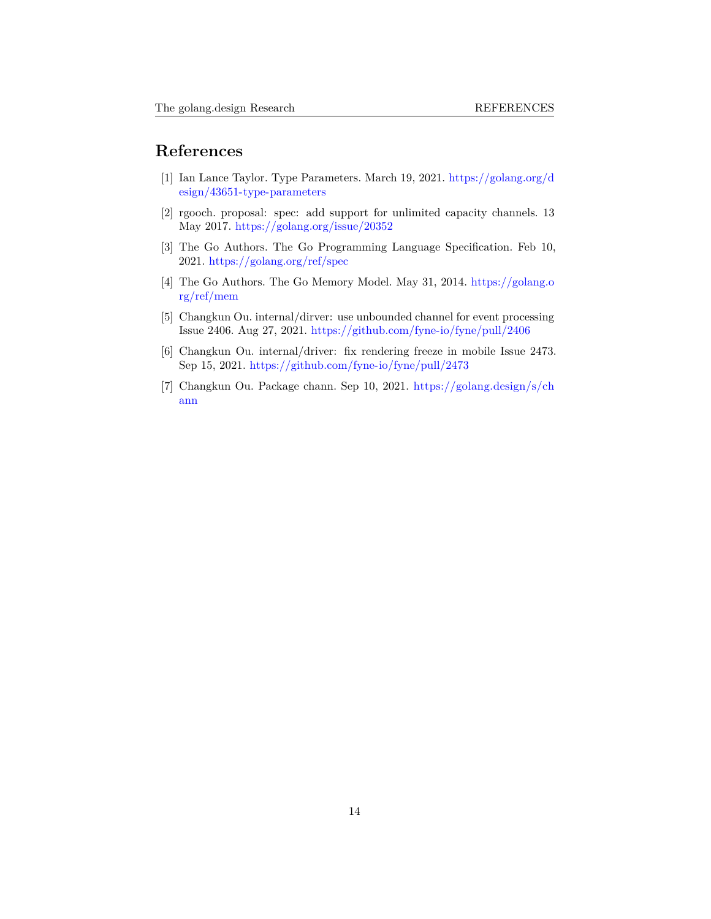# References

[1] Ian Lance Taylor. Type Parameters. March 19, 2021. https://golang.org/design/43651-type-parameters

[2] rgooch. proposal: spec: add support for unlimited capacity channels. 13 May 2017. https://golang.org/issue/20352

[3] The Go Authors. The Go Programming Language Specification. Feb 10, 2021. https://golang.org/ref/spec

[4] The Go Authors. The Go Memory Model. May 31, 2014. https://golang.org/ref/mem

[5] Changkun Ou. internal/dirver: use unbounded channel for event processing Issue 2406. Aug 27, 2021. https://github.com/fyne-io/fyne/pull/2406

[6] Changkun Ou. internal/driver: fix rendering freeze in mobile Issue 2473. Sep 15, 2021. https://github.com/fyne-io/fyne/pull/2473

[7] Changkun Ou. Package chann. Sep 10, 2021. https://golang.design/s/chann